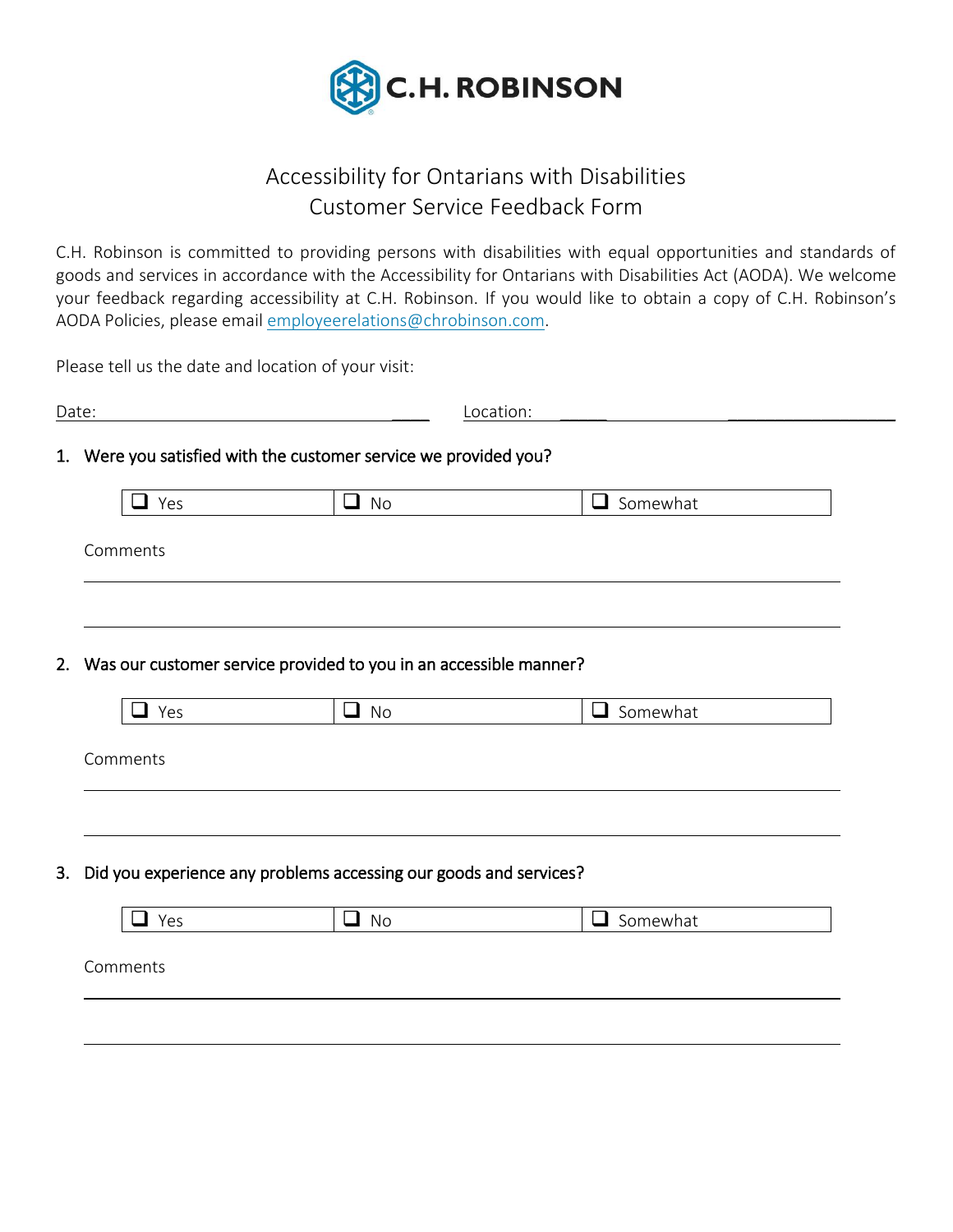C.H. ROBINSON

# Accessibility for Ontarians with Disabilities
# Customer Service Feedback Form

C.H. Robinson is committed to providing persons with disabilities with equal opportunities and standards of goods and services in accordance with the Accessibility for Ontarians with Disabilities Act (AODA). We welcome your feedback regarding accessibility at C.H. Robinson. If you would like to obtain a copy of C.H. Robinson's AODA Policies, please email employeerelations@chrobinson.com.

Please tell us the date and location of your visit:

Date: ______________________________ Location: ______________________________

1. **Were you satisfied with the customer service we provided you?**

| ❑ Yes | ❑ No | ❑ Somewhat |
|---|---|---|

Comments

______________________________________________________________________

______________________________________________________________________

2. **Was our customer service provided to you in an accessible manner?**

| ❑ Yes | ❑ No | ❑ Somewhat |
|---|---|---|

Comments

______________________________________________________________________

______________________________________________________________________

3. **Did you experience any problems accessing our goods and services?**

| ❑ Yes | ❑ No | ❑ Somewhat |
|---|---|---|

Comments

______________________________________________________________________

______________________________________________________________________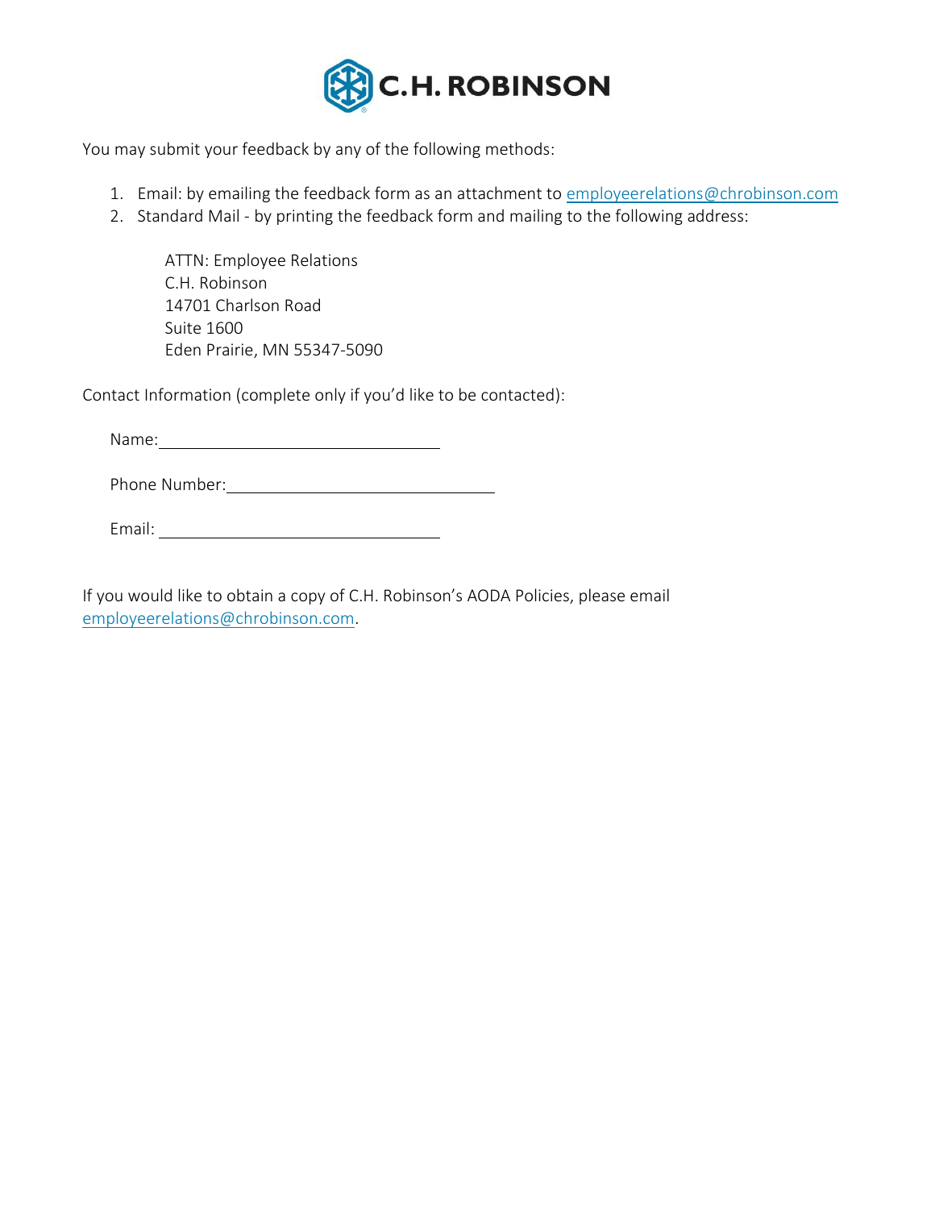C.H. ROBINSON

You may submit your feedback by any of the following methods:

1. Email: by emailing the feedback form as an attachment to employeerelations@chrobinson.com
2. Standard Mail - by printing the feedback form and mailing to the following address:

   ATTN: Employee Relations
   C.H. Robinson
   14701 Charlson Road
   Suite 1600
   Eden Prairie, MN 55347-5090

Contact Information (complete only if you'd like to be contacted):

Name: ______________________________

Phone Number: ______________________________

Email: ______________________________

If you would like to obtain a copy of C.H. Robinson's AODA Policies, please email employeerelations@chrobinson.com.